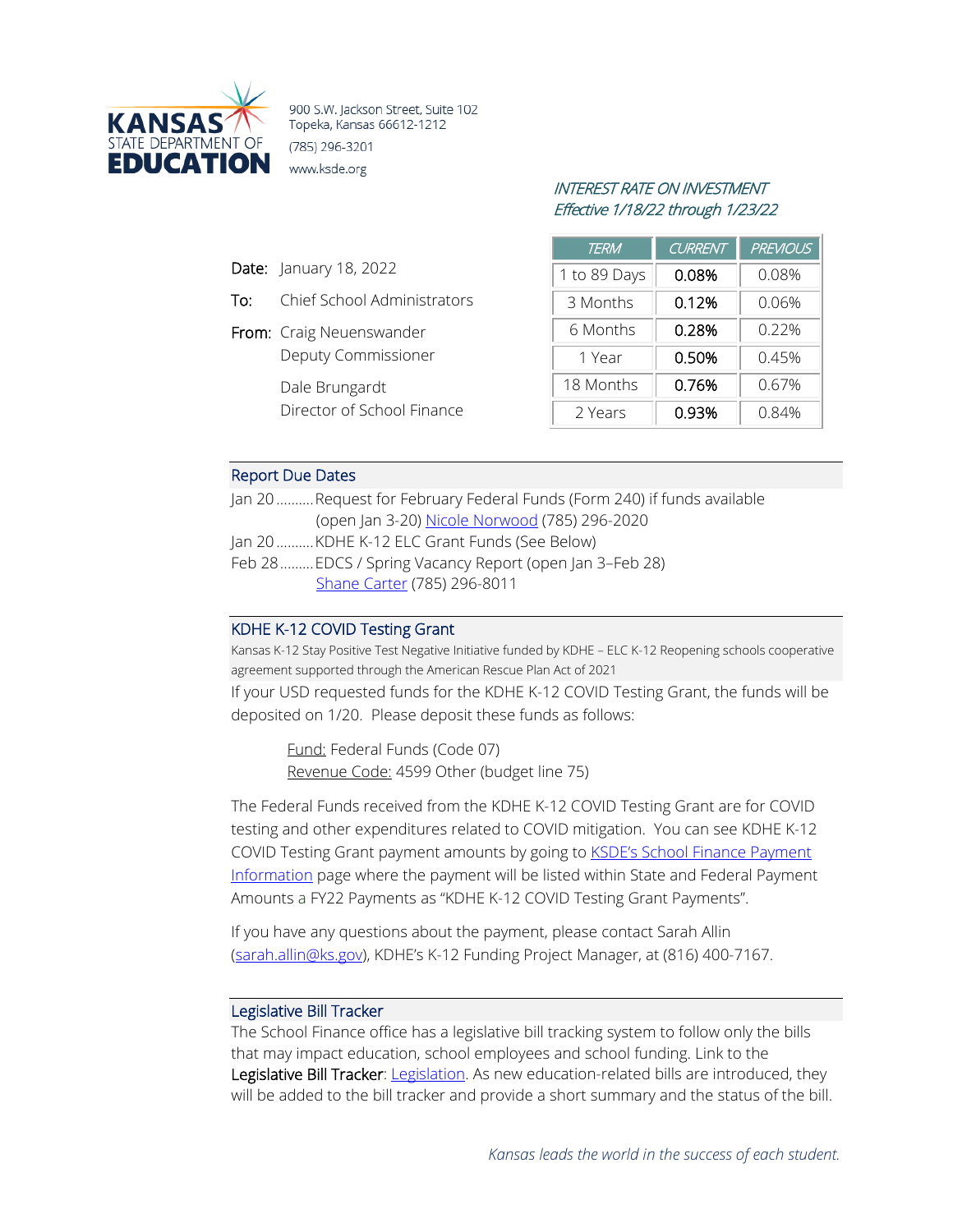**KANSAS STATE DEPARTMENT OF EDUCATION**

900 S.W. Jackson Street, Suite 102
Topeka, Kansas 66612-1212
(785) 296-3201
www.ksde.org

*INTEREST RATE ON INVESTMENT*
*Effective 1/18/22 through 1/23/22*

| TERM | CURRENT | PREVIOUS |
|---|---|---|
| 1 to 89 Days | 0.08% | 0.08% |
| 3 Months | 0.12% | 0.06% |
| 6 Months | 0.28% | 0.22% |
| 1 Year | 0.50% | 0.45% |
| 18 Months | 0.76% | 0.67% |
| 2 Years | 0.93% | 0.84% |

**Date:** January 18, 2022

**To:** Chief School Administrators

**From:** Craig Neuenswander
Deputy Commissioner

Dale Brungardt
Director of School Finance

## Report Due Dates

Jan 20 .......... Request for February Federal Funds (Form 240) if funds available (open Jan 3-20) Nicole Norwood (785) 296-2020

Jan 20 .......... KDHE K-12 ELC Grant Funds (See Below)

Feb 28 ......... EDCS / Spring Vacancy Report (open Jan 3–Feb 28) Shane Carter (785) 296-8011

## KDHE K-12 COVID Testing Grant

Kansas K-12 Stay Positive Test Negative Initiative funded by KDHE – ELC K-12 Reopening schools cooperative agreement supported through the American Rescue Plan Act of 2021

If your USD requested funds for the KDHE K-12 COVID Testing Grant, the funds will be deposited on 1/20. Please deposit these funds as follows:

Fund: Federal Funds (Code 07)
Revenue Code: 4599 Other (budget line 75)

The Federal Funds received from the KDHE K-12 COVID Testing Grant are for COVID testing and other expenditures related to COVID mitigation. You can see KDHE K-12 COVID Testing Grant payment amounts by going to KSDE's School Finance Payment Information page where the payment will be listed within State and Federal Payment Amounts a FY22 Payments as "KDHE K-12 COVID Testing Grant Payments".

If you have any questions about the payment, please contact Sarah Allin (sarah.allin@ks.gov), KDHE's K-12 Funding Project Manager, at (816) 400-7167.

## Legislative Bill Tracker

The School Finance office has a legislative bill tracking system to follow only the bills that may impact education, school employees and school funding. Link to the **Legislative Bill Tracker**: Legislation. As new education-related bills are introduced, they will be added to the bill tracker and provide a short summary and the status of the bill.

*Kansas leads the world in the success of each student.*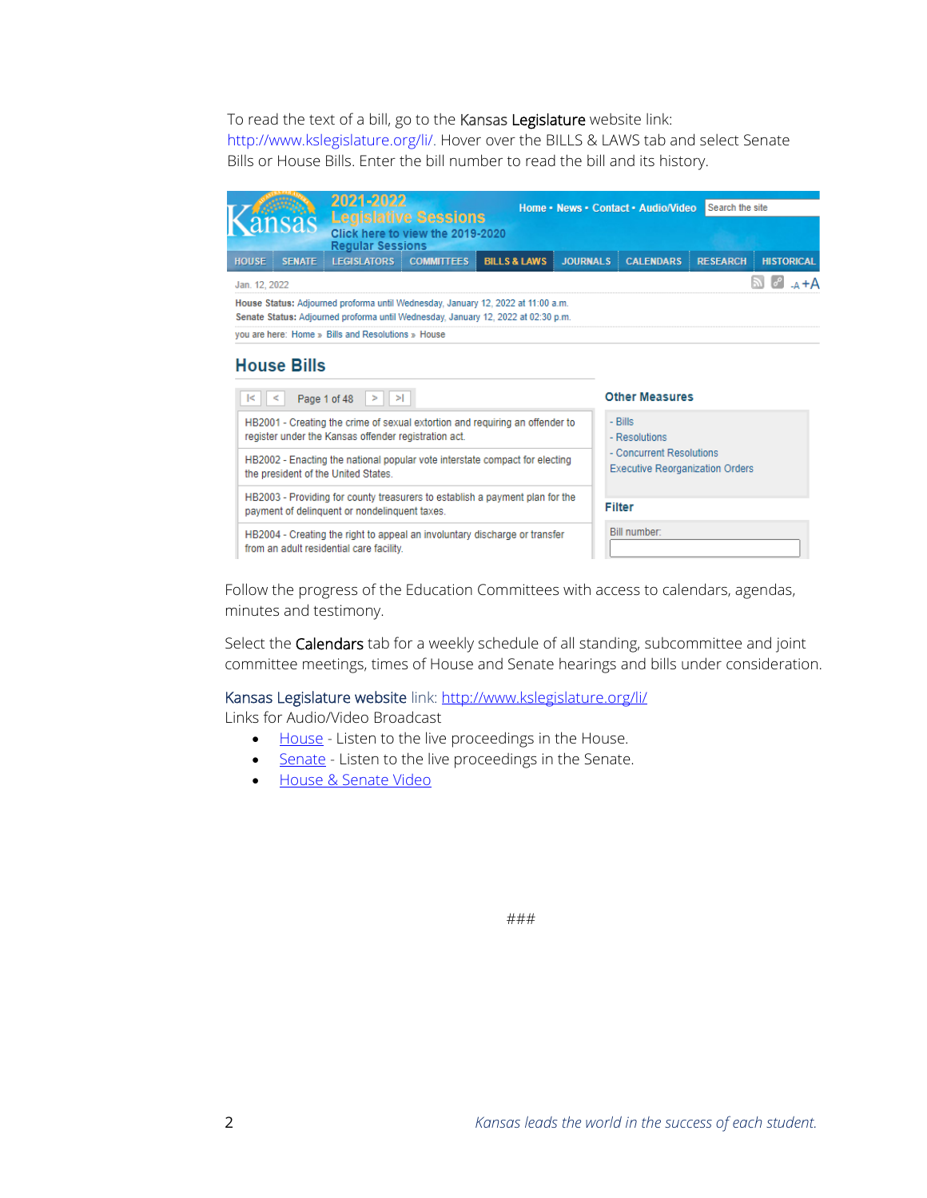To read the text of a bill, go to the Kansas Legislature website link: http://www.kslegislature.org/li/. Hover over the BILLS & LAWS tab and select Senate Bills or House Bills. Enter the bill number to read the bill and its history.

Follow the progress of the Education Committees with access to calendars, agendas, minutes and testimony.

Select the Calendars tab for a weekly schedule of all standing, subcommittee and joint committee meetings, times of House and Senate hearings and bills under consideration.

Kansas Legislature website link: http://www.kslegislature.org/li/

Links for Audio/Video Broadcast

- House - Listen to the live proceedings in the House.
- Senate - Listen to the live proceedings in the Senate.
- House & Senate Video

###